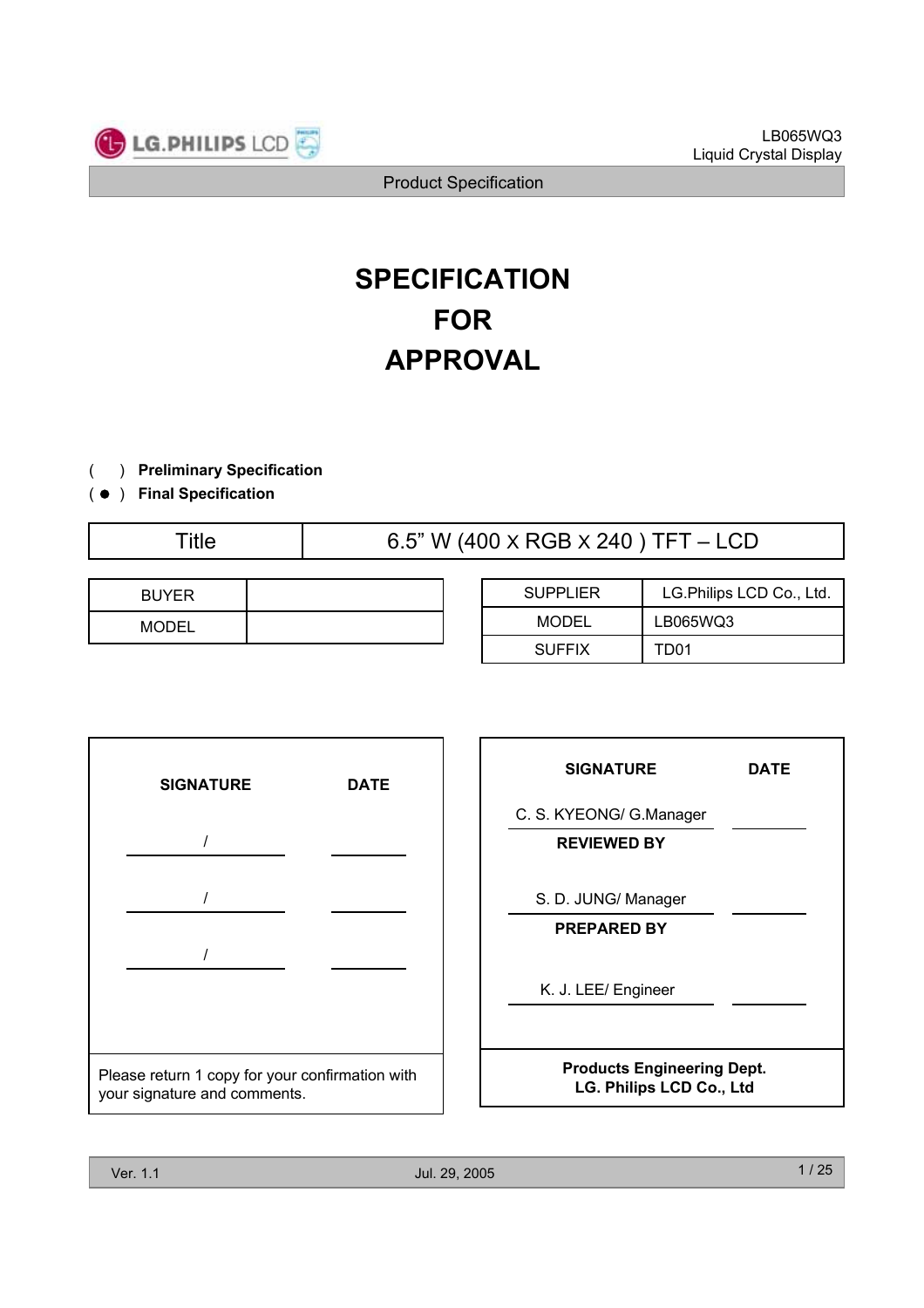# SPECIFICATION FOR APPROVAL

( ) **Preliminary Specification**
( ● ) **Final Specification**

| Title | 6.5" W (400 x RGB x 240 ) TFT – LCD |
|---|---|

| BUYER | |
|---|---|
| MODEL | |

| SUPPLIER | LG.Philips LCD Co., Ltd. |
|---|---|
| MODEL | LB065WQ3 |
| SUFFIX | TD01 |

| SIGNATURE | DATE |
|---|---|
| / | |
| / | |
| / | |

Please return 1 copy for your confirmation with your signature and comments.

| SIGNATURE | DATE |
|---|---|
| C. S. KYEONG/ G.Manager | |
| **REVIEWED BY** | |
| S. D. JUNG/ Manager | |
| **PREPARED BY** | |
| K. J. LEE/ Engineer | |

**Products Engineering Dept.**
**LG. Philips LCD Co., Ltd**

Ver. 1.1 Jul. 29, 2005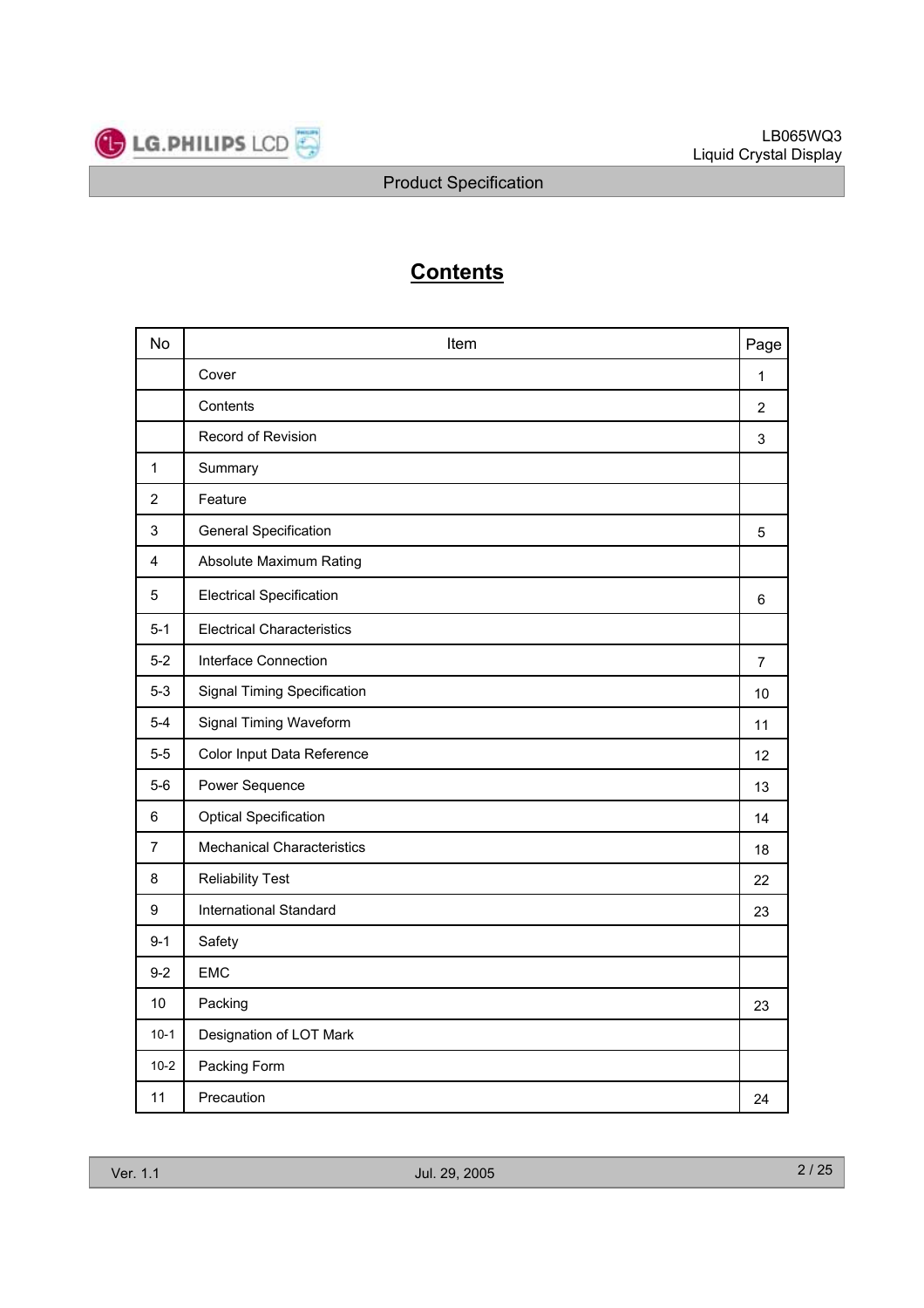# Contents

| No | Item | Page |
|---|---|---|
| | Cover | 1 |
| | Contents | 2 |
| | Record of Revision | 3 |
| 1 | Summary | |
| 2 | Feature | |
| 3 | General Specification | 5 |
| 4 | Absolute Maximum Rating | |
| 5 | Electrical Specification | 6 |
| 5-1 | Electrical Characteristics | |
| 5-2 | Interface Connection | 7 |
| 5-3 | Signal Timing Specification | 10 |
| 5-4 | Signal Timing Waveform | 11 |
| 5-5 | Color Input Data Reference | 12 |
| 5-6 | Power Sequence | 13 |
| 6 | Optical Specification | 14 |
| 7 | Mechanical Characteristics | 18 |
| 8 | Reliability Test | 22 |
| 9 | International Standard | 23 |
| 9-1 | Safety | |
| 9-2 | EMC | |
| 10 | Packing | 23 |
| 10-1 | Designation of LOT Mark | |
| 10-2 | Packing Form | |
| 11 | Precaution | 24 |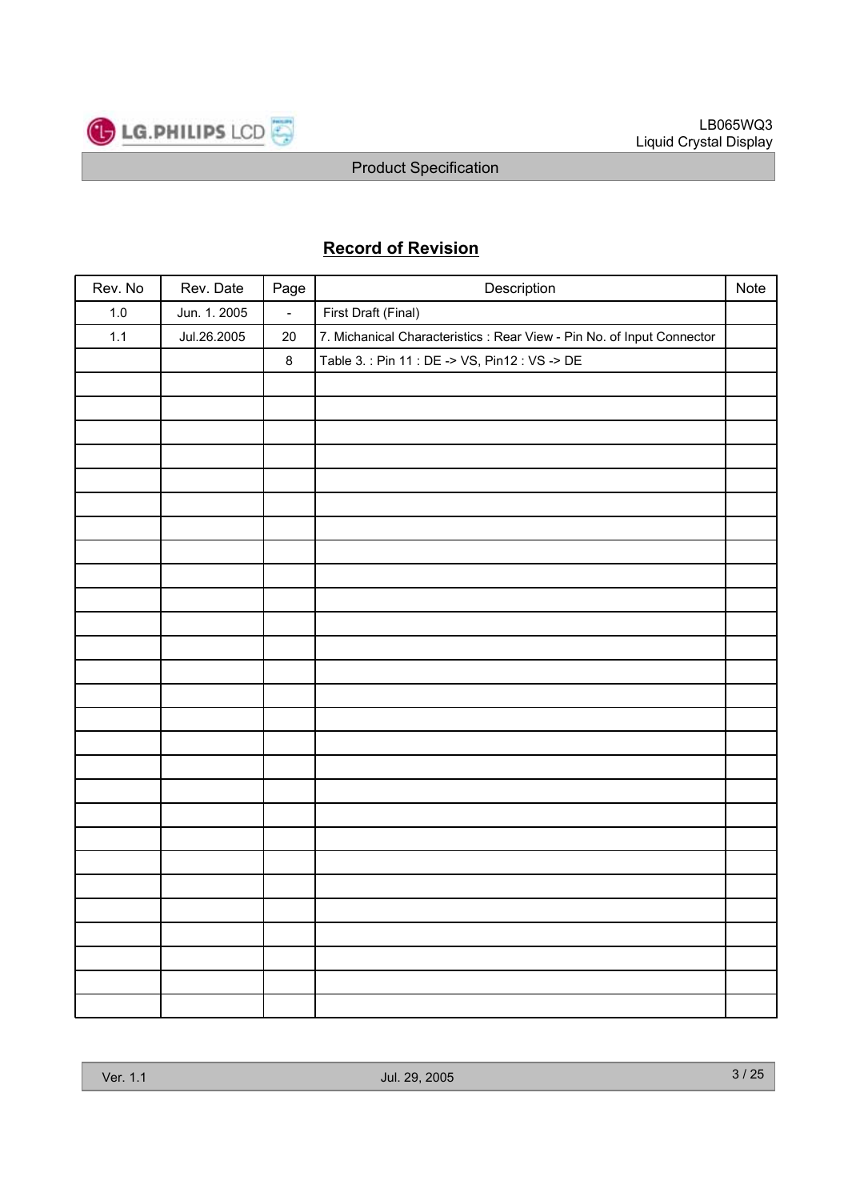## Record of Revision

| Rev. No | Rev. Date | Page | Description | Note |
|---|---|---|---|---|
| 1.0 | Jun. 1. 2005 | - | First Draft (Final) | |
| 1.1 | Jul.26.2005 | 20 | 7. Michanical Characteristics : Rear View - Pin No. of Input Connector | |
| | | 8 | Table 3. : Pin 11 : DE -> VS, Pin12 : VS -> DE | |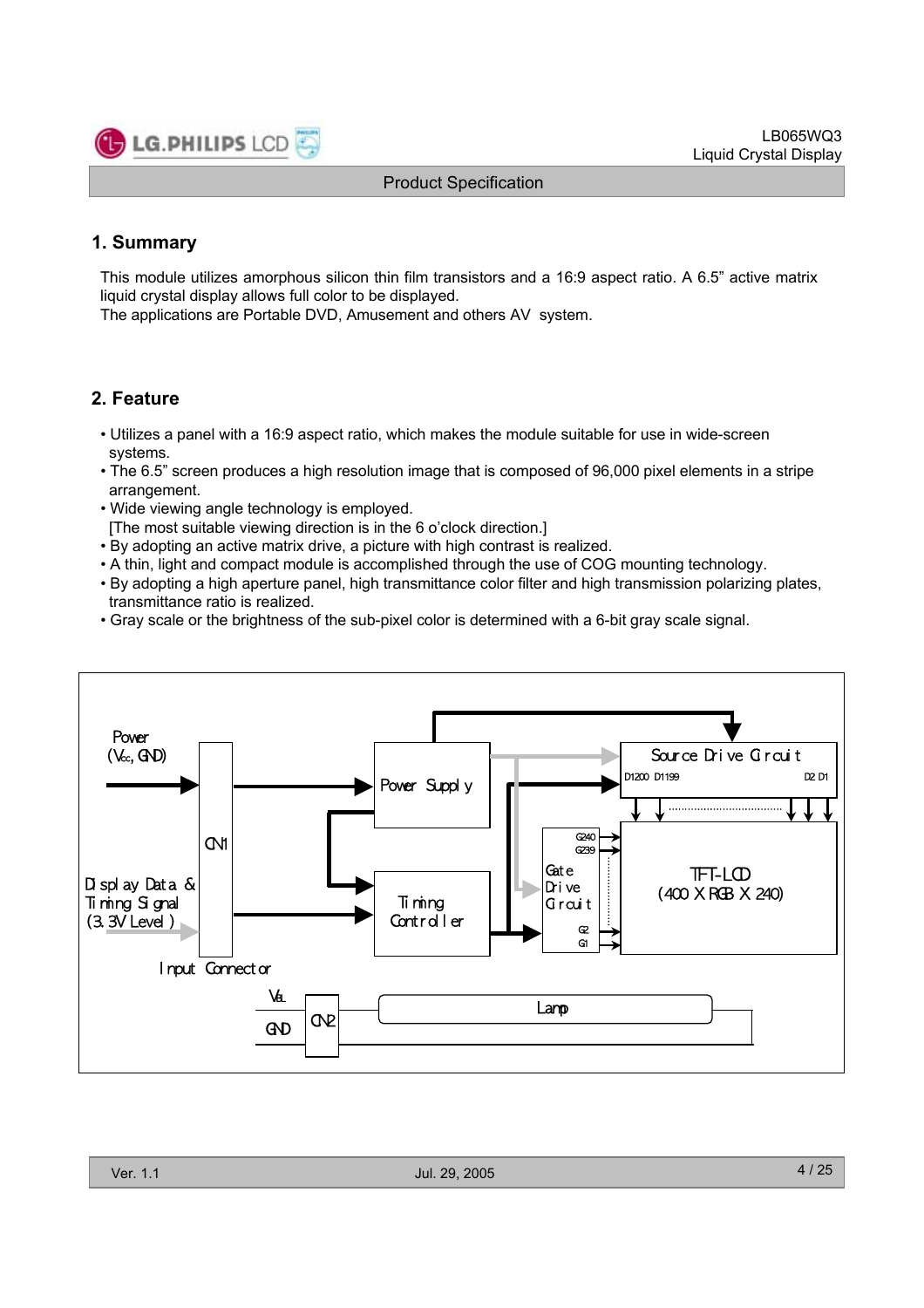## 1. Summary

This module utilizes amorphous silicon thin film transistors and a 16:9 aspect ratio. A 6.5" active matrix liquid crystal display allows full color to be displayed.
The applications are Portable DVD, Amusement and others AV system.

## 2. Feature

- Utilizes a panel with a 16:9 aspect ratio, which makes the module suitable for use in wide-screen systems.
- The 6.5" screen produces a high resolution image that is composed of 96,000 pixel elements in a stripe arrangement.
- Wide viewing angle technology is employed.
  [The most suitable viewing direction is in the 6 o'clock direction.]
- By adopting an active matrix drive, a picture with high contrast is realized.
- A thin, light and compact module is accomplished through the use of COG mounting technology.
- By adopting a high aperture panel, high transmittance color filter and high transmission polarizing plates, transmittance ratio is realized.
- Gray scale or the brightness of the sub-pixel color is determined with a 6-bit gray scale signal.

Power ($V_{cc}$, GND)

Display Data & Timing Signal (3.3V Level)

CN1

Input Connector

Power Supply

Timing Controller

Source Drive Circuit

D1200 D1199 D2 D1

Gate Drive Circuit

G240 G239 G2 G1

TFT-LCD (400 X RGB X 240)

$V_{BL}$

GND

CN2

Lamp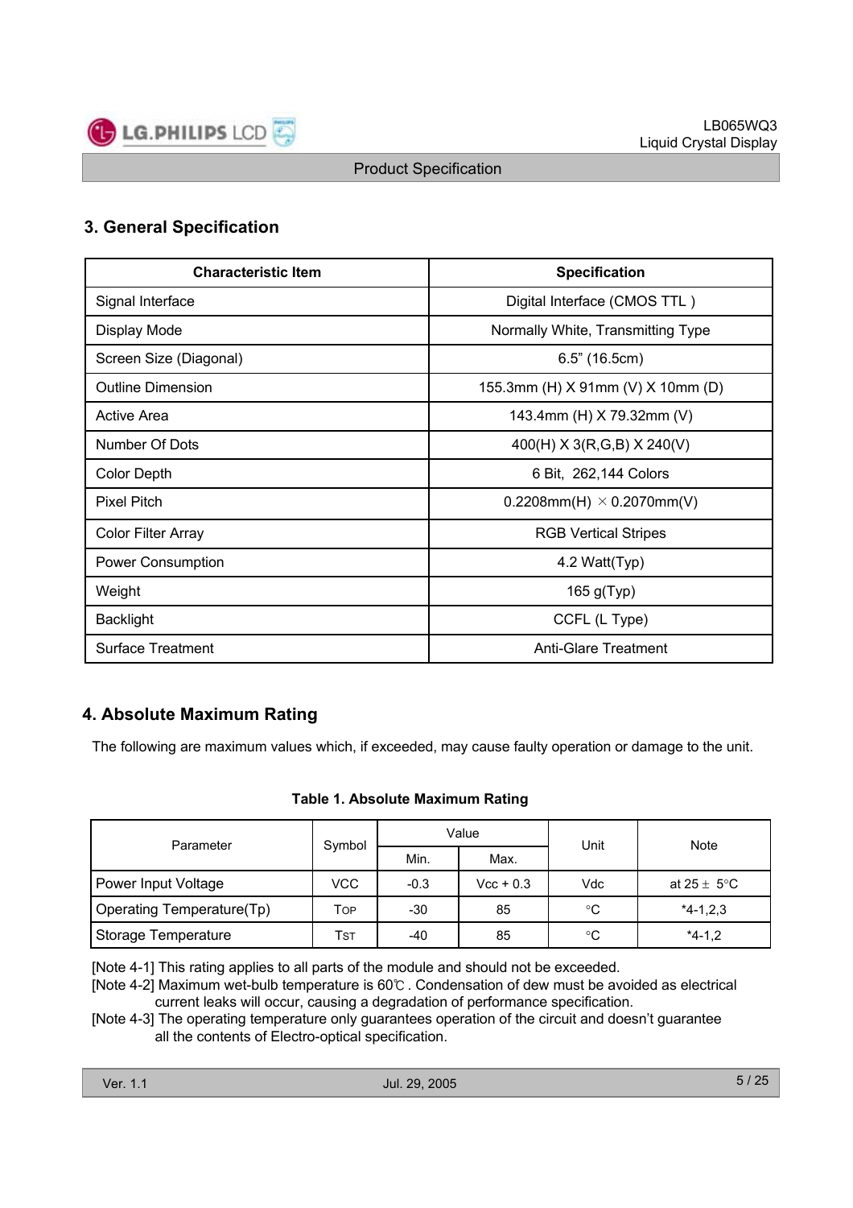## 3. General Specification

| Characteristic Item | Specification |
|---|---|
| Signal Interface | Digital Interface (CMOS TTL ) |
| Display Mode | Normally White, Transmitting Type |
| Screen Size (Diagonal) | 6.5" (16.5cm) |
| Outline Dimension | 155.3mm (H) X 91mm (V) X 10mm (D) |
| Active Area | 143.4mm (H) X 79.32mm (V) |
| Number Of Dots | 400(H) X 3(R,G,B) X 240(V) |
| Color Depth | 6 Bit, 262,144 Colors |
| Pixel Pitch | 0.2208mm(H) × 0.2070mm(V) |
| Color Filter Array | RGB Vertical Stripes |
| Power Consumption | 4.2 Watt(Typ) |
| Weight | 165 g(Typ) |
| Backlight | CCFL (L Type) |
| Surface Treatment | Anti-Glare Treatment |

## 4. Absolute Maximum Rating

The following are maximum values which, if exceeded, may cause faulty operation or damage to the unit.

**Table 1. Absolute Maximum Rating**

| Parameter | Symbol | Value | | Unit | Note |
|---|---|---|---|---|---|
| | | Min. | Max. | | |
| Power Input Voltage | VCC | -0.3 | Vcc + 0.3 | Vdc | at 25 ± 5°C |
| Operating Temperature(Tp) | $T_{OP}$ | -30 | 85 | °C | *4-1,2,3 |
| Storage Temperature | $T_{ST}$ | -40 | 85 | °C | *4-1,2 |

[Note 4-1] This rating applies to all parts of the module and should not be exceeded.
[Note 4-2] Maximum wet-bulb temperature is 60℃ . Condensation of dew must be avoided as electrical current leaks will occur, causing a degradation of performance specification.
[Note 4-3] The operating temperature only guarantees operation of the circuit and doesn't guarantee all the contents of Electro-optical specification.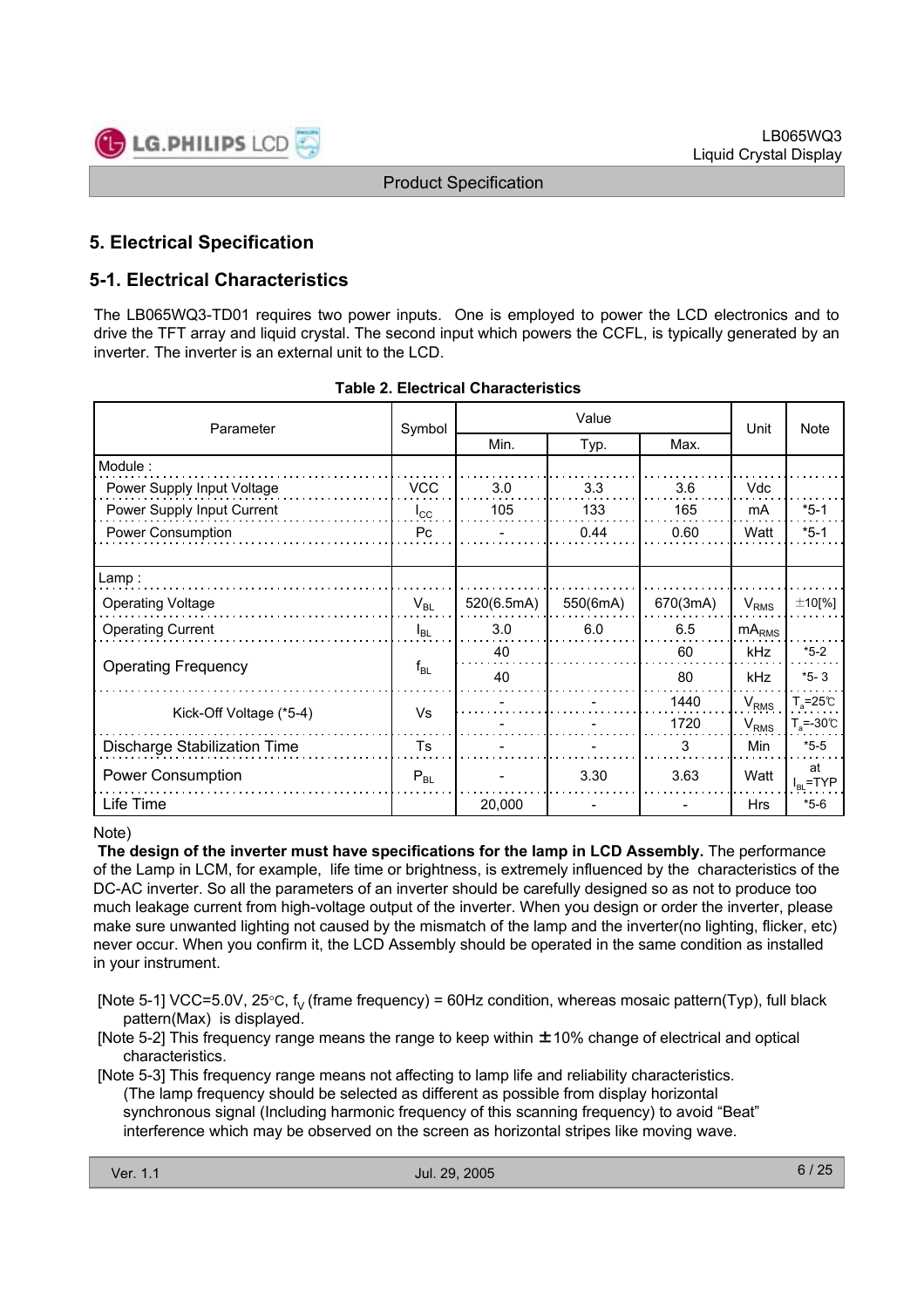# 5. Electrical Specification

## 5-1. Electrical Characteristics

The LB065WQ3-TD01 requires two power inputs. One is employed to power the LCD electronics and to drive the TFT array and liquid crystal. The second input which powers the CCFL, is typically generated by an inverter. The inverter is an external unit to the LCD.

**Table 2. Electrical Characteristics**

| Parameter | Symbol | Value | | | Unit | Note |
|---|---|---|---|---|---|---|
| | | Min. | Typ. | Max. | | |
| Module : | | | | | | |
| Power Supply Input Voltage | VCC | 3.0 | 3.3 | 3.6 | Vdc | |
| Power Supply Input Current | $I_{CC}$ | 105 | 133 | 165 | mA | *5-1 |
| Power Consumption | Pc | - | 0.44 | 0.60 | Watt | *5-1 |
| Lamp : | | | | | | |
| Operating Voltage | $V_{BL}$ | 520(6.5mA) | 550(6mA) | 670(3mA) | $V_{RMS}$ | ±10[%] |
| Operating Current | $I_{BL}$ | 3.0 | 6.0 | 6.5 | $mA_{RMS}$ | |
| Operating Frequency | $f_{BL}$ | 40 | | 60 | kHz | *5-2 |
| | | 40 | | 80 | kHz | *5- 3 |
| Kick-Off Voltage (*5-4) | Vs | - | - | 1440 | $V_{RMS}$ | $T_a$=25℃ |
| | | - | - | 1720 | $V_{RMS}$ | $T_a$=-30℃ |
| Discharge Stabilization Time | Ts | - | - | 3 | Min | *5-5 |
| Power Consumption | $P_{BL}$ | - | 3.30 | 3.63 | Watt | at $I_{BL}$=TYP |
| Life Time | | 20,000 | - | - | Hrs | *5-6 |

Note)

**The design of the inverter must have specifications for the lamp in LCD Assembly.** The performance of the Lamp in LCM, for example, life time or brightness, is extremely influenced by the characteristics of the DC-AC inverter. So all the parameters of an inverter should be carefully designed so as not to produce too much leakage current from high-voltage output of the inverter. When you design or order the inverter, please make sure unwanted lighting not caused by the mismatch of the lamp and the inverter(no lighting, flicker, etc) never occur. When you confirm it, the LCD Assembly should be operated in the same condition as installed in your instrument.

[Note 5-1] VCC=5.0V, 25°C, $f_V$ (frame frequency) = 60Hz condition, whereas mosaic pattern(Typ), full black pattern(Max) is displayed.

[Note 5-2] This frequency range means the range to keep within ±10% change of electrical and optical characteristics.

[Note 5-3] This frequency range means not affecting to lamp life and reliability characteristics. (The lamp frequency should be selected as different as possible from display horizontal synchronous signal (Including harmonic frequency of this scanning frequency) to avoid "Beat" interference which may be observed on the screen as horizontal stripes like moving wave.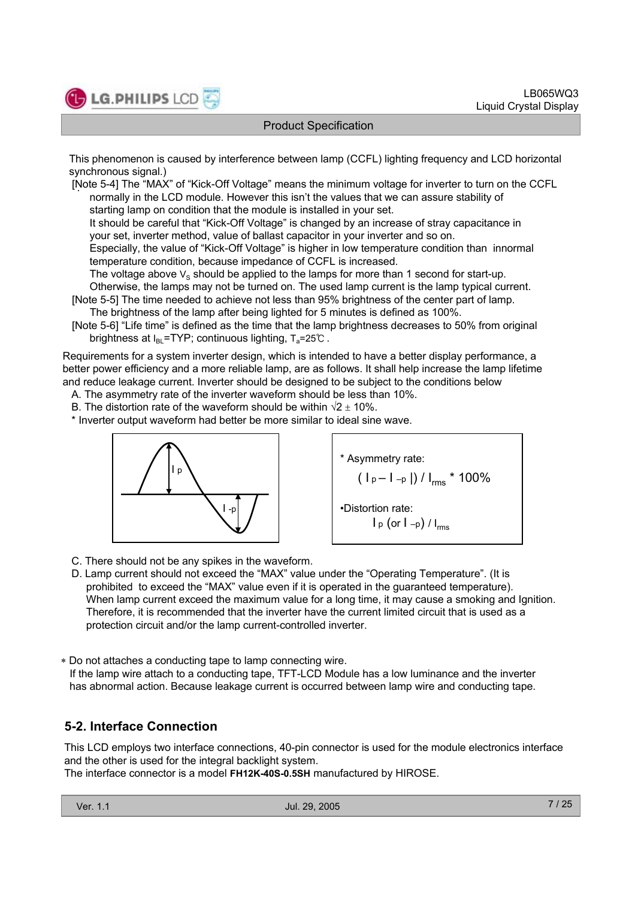This phenomenon is caused by interference between lamp (CCFL) lighting frequency and LCD horizontal synchronous signal.)

[Note 5-4] The "MAX" of "Kick-Off Voltage" means the minimum voltage for inverter to turn on the CCFL normally in the LCD module. However this isn't the values that we can assure stability of starting lamp on condition that the module is installed in your set.
It should be careful that "Kick-Off Voltage" is changed by an increase of stray capacitance in your set, inverter method, value of ballast capacitor in your inverter and so on.
Especially, the value of "Kick-Off Voltage" is higher in low temperature condition than innormal temperature condition, because impedance of CCFL is increased.
The voltage above $V_S$ should be applied to the lamps for more than 1 second for start-up. Otherwise, the lamps may not be turned on. The used lamp current is the lamp typical current.

[Note 5-5] The time needed to achieve not less than 95% brightness of the center part of lamp. The brightness of the lamp after being lighted for 5 minutes is defined as 100%.

[Note 5-6] "Life time" is defined as the time that the lamp brightness decreases to 50% from original brightness at $I_{BL}$=TYP; continuous lighting, $T_a$=25℃ .

Requirements for a system inverter design, which is intended to have a better display performance, a better power efficiency and a more reliable lamp, are as follows. It shall help increase the lamp lifetime and reduce leakage current. Inverter should be designed to be subject to the conditions below

A. The asymmetry rate of the inverter waveform should be less than 10%.
B. The distortion rate of the waveform should be within $\sqrt{2} \pm 10\%$.
* Inverter output waveform had better be more similar to ideal sine wave.

* Asymmetry rate:

$$( I_p - I_{-p} |) / I_{rms} * 100\%$$

• Distortion rate:

$$I_p \text{ (or } I_{-p}) / I_{rms}$$

C. There should not be any spikes in the waveform.
D. Lamp current should not exceed the "MAX" value under the "Operating Temperature". (It is prohibited to exceed the "MAX" value even if it is operated in the guaranteed temperature). When lamp current exceed the maximum value for a long time, it may cause a smoking and Ignition. Therefore, it is recommended that the inverter have the current limited circuit that is used as a protection circuit and/or the lamp current-controlled inverter.

∗ Do not attaches a conducting tape to lamp connecting wire.
If the lamp wire attach to a conducting tape, TFT-LCD Module has a low luminance and the inverter has abnormal action. Because leakage current is occurred between lamp wire and conducting tape.

## 5-2. Interface Connection

This LCD employs two interface connections, 40-pin connector is used for the module electronics interface and the other is used for the integral backlight system.
The interface connector is a model **FH12K-40S-0.5SH** manufactured by HIROSE.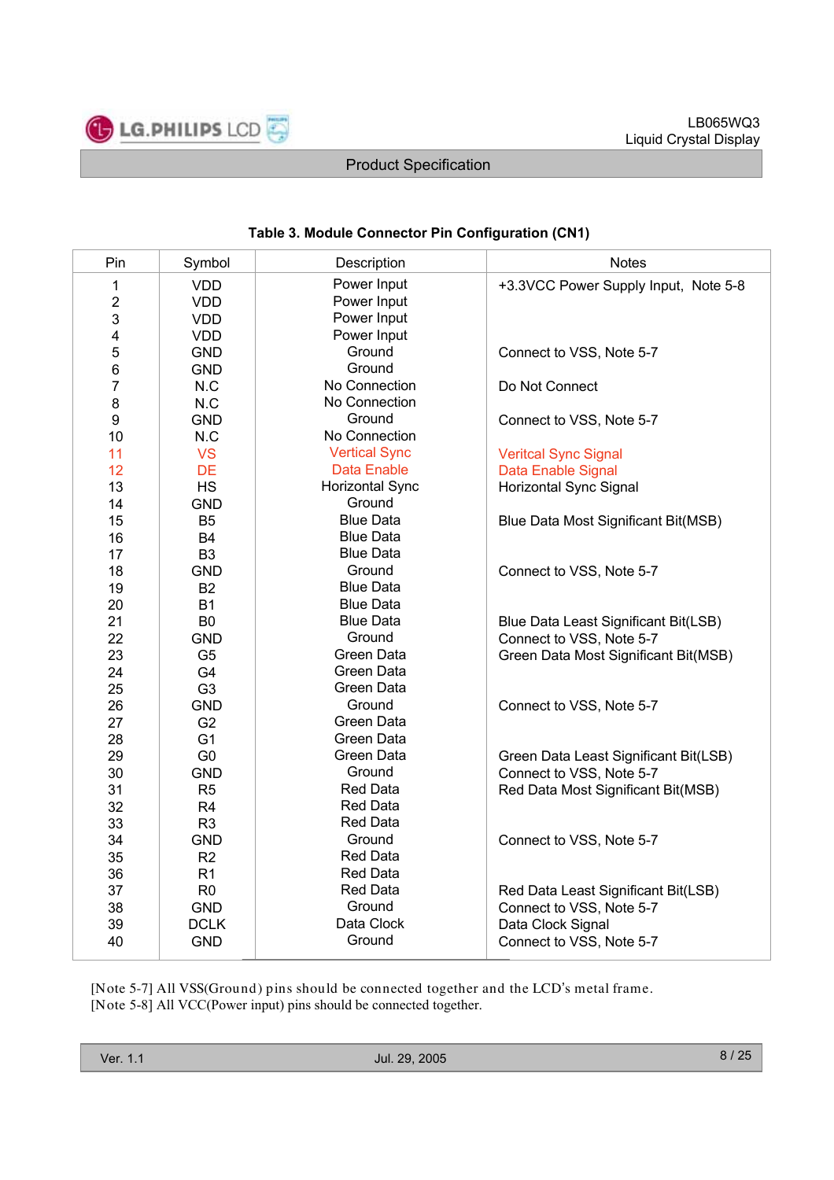**Table 3. Module Connector Pin Configuration (CN1)**

| Pin | Symbol | Description | Notes |
|---|---|---|---|
| 1 | VDD | Power Input | +3.3VCC Power Supply Input, Note 5-8 |
| 2 | VDD | Power Input | |
| 3 | VDD | Power Input | |
| 4 | VDD | Power Input | |
| 5 | GND | Ground | Connect to VSS, Note 5-7 |
| 6 | GND | Ground | |
| 7 | N.C | No Connection | Do Not Connect |
| 8 | N.C | No Connection | |
| 9 | GND | Ground | Connect to VSS, Note 5-7 |
| 10 | N.C | No Connection | |
| 11 | VS | Vertical Sync | Veritcal Sync Signal |
| 12 | DE | Data Enable | Data Enable Signal |
| 13 | HS | Horizontal Sync | Horizontal Sync Signal |
| 14 | GND | Ground | |
| 15 | B5 | Blue Data | Blue Data Most Significant Bit(MSB) |
| 16 | B4 | Blue Data | |
| 17 | B3 | Blue Data | |
| 18 | GND | Ground | Connect to VSS, Note 5-7 |
| 19 | B2 | Blue Data | |
| 20 | B1 | Blue Data | |
| 21 | B0 | Blue Data | Blue Data Least Significant Bit(LSB) |
| 22 | GND | Ground | Connect to VSS, Note 5-7 |
| 23 | G5 | Green Data | Green Data Most Significant Bit(MSB) |
| 24 | G4 | Green Data | |
| 25 | G3 | Green Data | |
| 26 | GND | Ground | Connect to VSS, Note 5-7 |
| 27 | G2 | Green Data | |
| 28 | G1 | Green Data | |
| 29 | G0 | Green Data | Green Data Least Significant Bit(LSB) |
| 30 | GND | Ground | Connect to VSS, Note 5-7 |
| 31 | R5 | Red Data | Red Data Most Significant Bit(MSB) |
| 32 | R4 | Red Data | |
| 33 | R3 | Red Data | |
| 34 | GND | Ground | Connect to VSS, Note 5-7 |
| 35 | R2 | Red Data | |
| 36 | R1 | Red Data | |
| 37 | R0 | Red Data | Red Data Least Significant Bit(LSB) |
| 38 | GND | Ground | Connect to VSS, Note 5-7 |
| 39 | DCLK | Data Clock | Data Clock Signal |
| 40 | GND | Ground | Connect to VSS, Note 5-7 |

[Note 5-7] All VSS(Ground) pins should be connected together and the LCD's metal frame.
[Note 5-8] All VCC(Power input) pins should be connected together.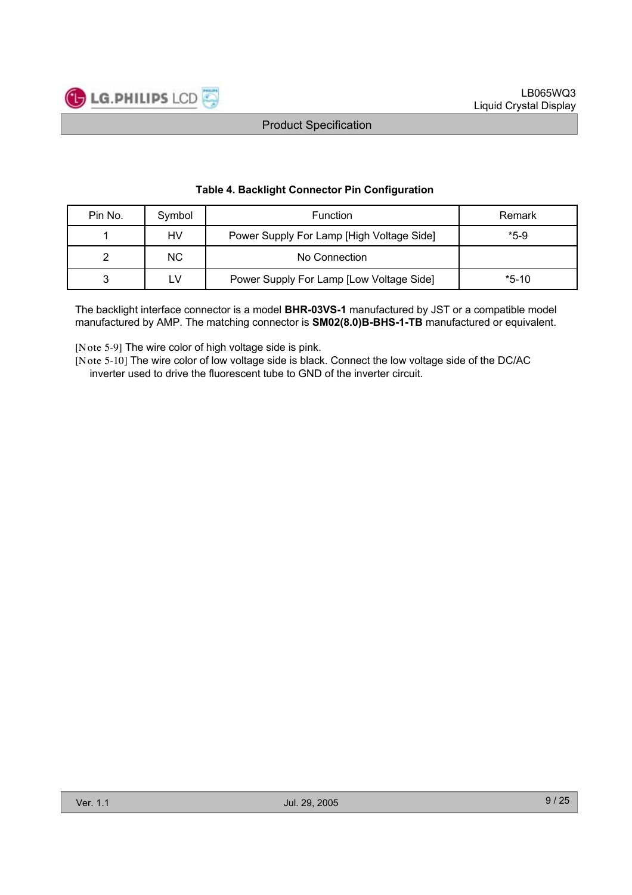**Table 4. Backlight Connector Pin Configuration**

| Pin No. | Symbol | Function | Remark |
|---|---|---|---|
| 1 | HV | Power Supply For Lamp [High Voltage Side] | *5-9 |
| 2 | NC | No Connection | |
| 3 | LV | Power Supply For Lamp [Low Voltage Side] | *5-10 |

The backlight interface connector is a model **BHR-03VS-1** manufactured by JST or a compatible model manufactured by AMP. The matching connector is **SM02(8.0)B-BHS-1-TB** manufactured or equivalent.

[Note 5-9] The wire color of high voltage side is pink.
[Note 5-10] The wire color of low voltage side is black. Connect the low voltage side of the DC/AC inverter used to drive the fluorescent tube to GND of the inverter circuit.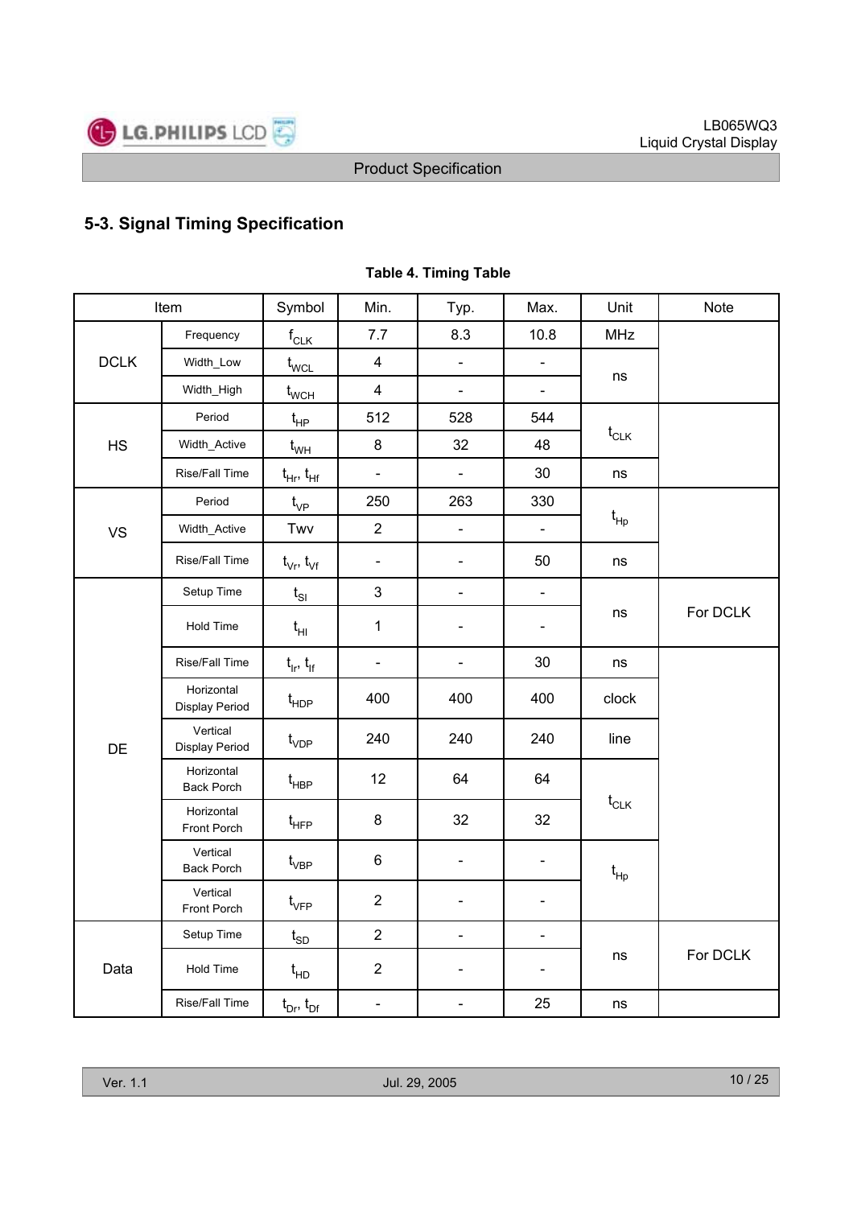## 5-3. Signal Timing Specification

**Table 4. Timing Table**

| Item | | Symbol | Min. | Typ. | Max. | Unit | Note |
|---|---|---|---|---|---|---|---|
| DCLK | Frequency | $f_{CLK}$ | 7.7 | 8.3 | 10.8 | MHz | |
| | Width_Low | $t_{WCL}$ | 4 | - | - | ns | |
| | Width_High | $t_{WCH}$ | 4 | - | - | | |
| HS | Period | $t_{HP}$ | 512 | 528 | 544 | $t_{CLK}$ | |
| | Width_Active | $t_{WH}$ | 8 | 32 | 48 | | |
| | Rise/Fall Time | $t_{Hr}$, $t_{Hf}$ | - | - | 30 | ns | |
| VS | Period | $t_{VP}$ | 250 | 263 | 330 | $t_{Hp}$ | |
| | Width_Active | Twv | 2 | - | - | | |
| | Rise/Fall Time | $t_{Vr}$, $t_{Vf}$ | - | - | 50 | ns | |
| DE | Setup Time | $t_{SI}$ | 3 | - | - | ns | For DCLK |
| | Hold Time | $t_{HI}$ | 1 | - | - | | |
| | Rise/Fall Time | $t_{Ir}$, $t_{If}$ | - | - | 30 | ns | |
| | Horizontal Display Period | $t_{HDP}$ | 400 | 400 | 400 | clock | |
| | Vertical Display Period | $t_{VDP}$ | 240 | 240 | 240 | line | |
| | Horizontal Back Porch | $t_{HBP}$ | 12 | 64 | 64 | $t_{CLK}$ | |
| | Horizontal Front Porch | $t_{HFP}$ | 8 | 32 | 32 | | |
| | Vertical Back Porch | $t_{VBP}$ | 6 | - | - | $t_{Hp}$ | |
| | Vertical Front Porch | $t_{VFP}$ | 2 | - | - | | |
| Data | Setup Time | $t_{SD}$ | 2 | - | - | ns | For DCLK |
| | Hold Time | $t_{HD}$ | 2 | - | - | | |
| | Rise/Fall Time | $t_{Dr}$, $t_{Df}$ | - | - | 25 | ns | |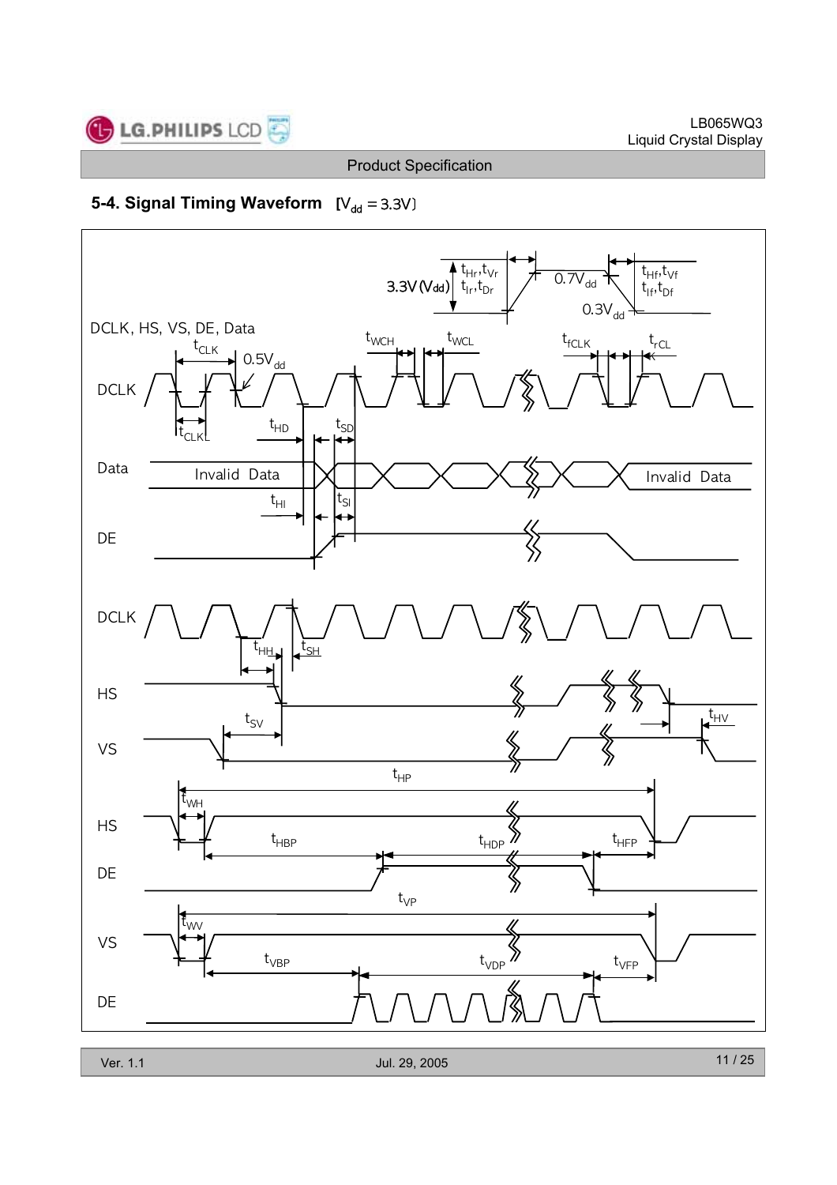## 5-4. Signal Timing Waveform [$V_{dd}$ = 3.3V]

DCLK, HS, VS, DE, Data

3.3V ($V_{dd}$) $t_{Hr}, t_{Vr}$ $t_{Ir}, t_{Dr}$ 0.7$V_{dd}$ 0.3$V_{dd}$ $t_{Hf}, t_{Vf}$ $t_{If}, t_{Df}$

$t_{CLK}$ 0.5$V_{dd}$ $t_{WCH}$ $t_{WCL}$ $t_{fCLK}$ $t_{rCL}$

DCLK

$t_{CLKL}$ $t_{HD}$ $t_{SD}$

Data — Invalid Data … Invalid Data

$t_{HI}$ $t_{SI}$

DE

DCLK

$t_{HH}$ $t_{SH}$

HS

$t_{SV}$ $t_{HV}$

VS

$t_{HP}$

$t_{WH}$

HS

$t_{HBP}$ $t_{HDP}$ $t_{HFP}$

DE

$t_{VP}$

$t_{WV}$

VS

$t_{VBP}$ $t_{VDP}$ $t_{VFP}$

DE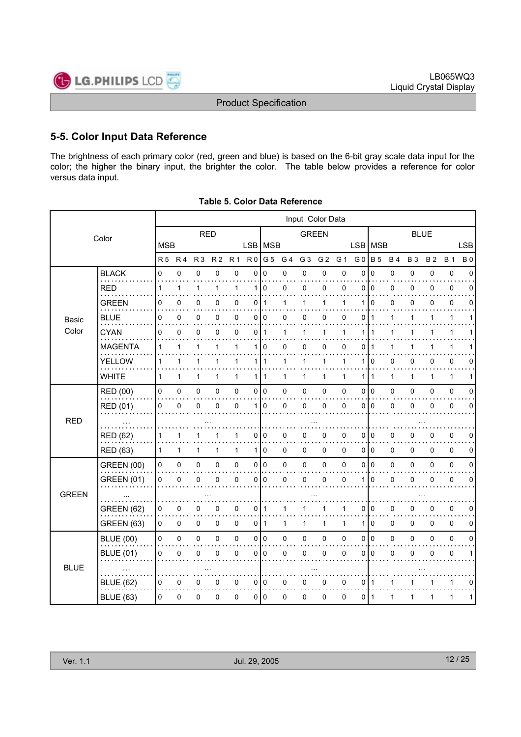## 5-5. Color Input Data Reference

The brightness of each primary color (red, green and blue) is based on the 6-bit gray scale data input for the color; the higher the binary input, the brighter the color. The table below provides a reference for color versus data input.

**Table 5. Color Data Reference**

| Color | | Input Color Data | | | | | | | | | | | | | | | | | |
|---|---|---|---|---|---|---|---|---|---|---|---|---|---|---|---|---|---|---|---|
| | | RED | | | | | | GREEN | | | | | | BLUE | | | | | |
| | | MSB | | | | | LSB | MSB | | | | | LSB | MSB | | | | | LSB |
| | | R 5 | R 4 | R 3 | R 2 | R 1 | R 0 | G 5 | G 4 | G 3 | G 2 | G 1 | G 0 | B 5 | B 4 | B 3 | B 2 | B 1 | B 0 |
| Basic Color | BLACK | 0 | 0 | 0 | 0 | 0 | 0 | 0 | 0 | 0 | 0 | 0 | 0 | 0 | 0 | 0 | 0 | 0 | 0 |
| | RED | 1 | 1 | 1 | 1 | 1 | 1 | 0 | 0 | 0 | 0 | 0 | 0 | 0 | 0 | 0 | 0 | 0 | 0 |
| | GREEN | 0 | 0 | 0 | 0 | 0 | 0 | 1 | 1 | 1 | 1 | 1 | 1 | 0 | 0 | 0 | 0 | 0 | 0 |
| | BLUE | 0 | 0 | 0 | 0 | 0 | 0 | 0 | 0 | 0 | 0 | 0 | 0 | 1 | 1 | 1 | 1 | 1 | 1 |
| | CYAN | 0 | 0 | 0 | 0 | 0 | 0 | 1 | 1 | 1 | 1 | 1 | 1 | 1 | 1 | 1 | 1 | 1 | 1 |
| | MAGENTA | 1 | 1 | 1 | 1 | 1 | 1 | 0 | 0 | 0 | 0 | 0 | 0 | 1 | 1 | 1 | 1 | 1 | 1 |
| | YELLOW | 1 | 1 | 1 | 1 | 1 | 1 | 1 | 1 | 1 | 1 | 1 | 1 | 0 | 0 | 0 | 0 | 0 | 0 |
| | WHITE | 1 | 1 | 1 | 1 | 1 | 1 | 1 | 1 | 1 | 1 | 1 | 1 | 1 | 1 | 1 | 1 | 1 | 1 |
| RED | RED (00) | 0 | 0 | 0 | 0 | 0 | 0 | 0 | 0 | 0 | 0 | 0 | 0 | 0 | 0 | 0 | 0 | 0 | 0 |
| | RED (01) | 0 | 0 | 0 | 0 | 0 | 1 | 0 | 0 | 0 | 0 | 0 | 0 | 0 | 0 | 0 | 0 | 0 | 0 |
| | ... | ... | | | | | | ... | | | | | | ... | | | | | |
| | RED (62) | 1 | 1 | 1 | 1 | 1 | 0 | 0 | 0 | 0 | 0 | 0 | 0 | 0 | 0 | 0 | 0 | 0 | 0 |
| | RED (63) | 1 | 1 | 1 | 1 | 1 | 1 | 0 | 0 | 0 | 0 | 0 | 0 | 0 | 0 | 0 | 0 | 0 | 0 |
| GREEN | GREEN (00) | 0 | 0 | 0 | 0 | 0 | 0 | 0 | 0 | 0 | 0 | 0 | 0 | 0 | 0 | 0 | 0 | 0 | 0 |
| | GREEN (01) | 0 | 0 | 0 | 0 | 0 | 0 | 0 | 0 | 0 | 0 | 0 | 1 | 0 | 0 | 0 | 0 | 0 | 0 |
| | ... | ... | | | | | | ... | | | | | | ... | | | | | |
| | GREEN (62) | 0 | 0 | 0 | 0 | 0 | 0 | 1 | 1 | 1 | 1 | 1 | 0 | 0 | 0 | 0 | 0 | 0 | 0 |
| | GREEN (63) | 0 | 0 | 0 | 0 | 0 | 0 | 1 | 1 | 1 | 1 | 1 | 1 | 0 | 0 | 0 | 0 | 0 | 0 |
| BLUE | BLUE (00) | 0 | 0 | 0 | 0 | 0 | 0 | 0 | 0 | 0 | 0 | 0 | 0 | 0 | 0 | 0 | 0 | 0 | 0 |
| | BLUE (01) | 0 | 0 | 0 | 0 | 0 | 0 | 0 | 0 | 0 | 0 | 0 | 0 | 0 | 0 | 0 | 0 | 0 | 1 |
| | ... | ... | | | | | | ... | | | | | | ... | | | | | |
| | BLUE (62) | 0 | 0 | 0 | 0 | 0 | 0 | 0 | 0 | 0 | 0 | 0 | 0 | 1 | 1 | 1 | 1 | 1 | 0 |
| | BLUE (63) | 0 | 0 | 0 | 0 | 0 | 0 | 0 | 0 | 0 | 0 | 0 | 0 | 1 | 1 | 1 | 1 | 1 | 1 |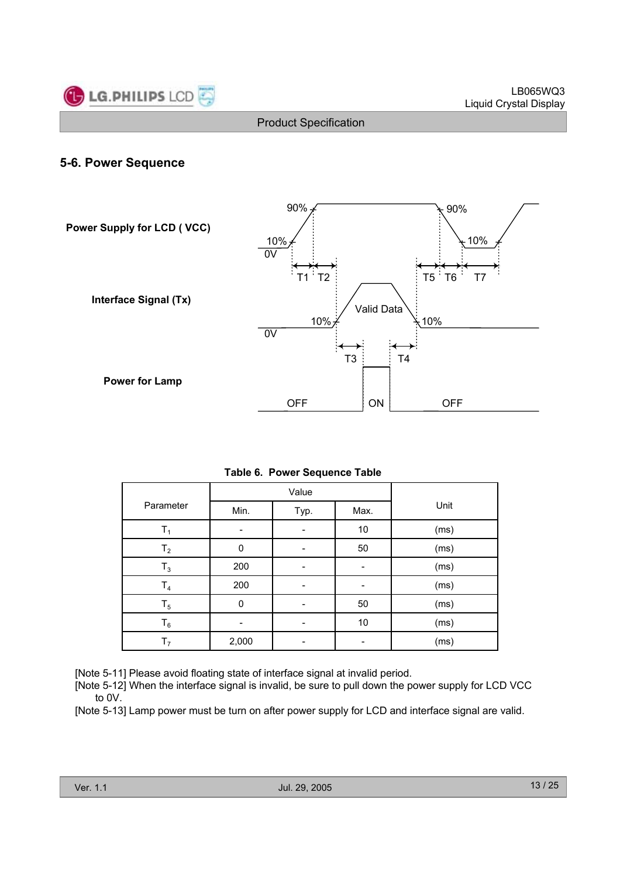## 5-6. Power Sequence

**Power Supply for LCD ( VCC)**

**Interface Signal (Tx)**

**Power for Lamp**

90% 10% 0V T1 T2 T5 T6 T7 90% 10%

Valid Data 10% 10% 0V T3 T4

OFF ON OFF

**Table 6. Power Sequence Table**

| Parameter | Value | | | Unit |
|---|---|---|---|---|
| | Min. | Typ. | Max. | |
| $T_1$ | - | - | 10 | (ms) |
| $T_2$ | 0 | - | 50 | (ms) |
| $T_3$ | 200 | - | - | (ms) |
| $T_4$ | 200 | - | - | (ms) |
| $T_5$ | 0 | - | 50 | (ms) |
| $T_6$ | - | - | 10 | (ms) |
| $T_7$ | 2,000 | - | - | (ms) |

[Note 5-11] Please avoid floating state of interface signal at invalid period.

[Note 5-12] When the interface signal is invalid, be sure to pull down the power supply for LCD VCC to 0V.

[Note 5-13] Lamp power must be turn on after power supply for LCD and interface signal are valid.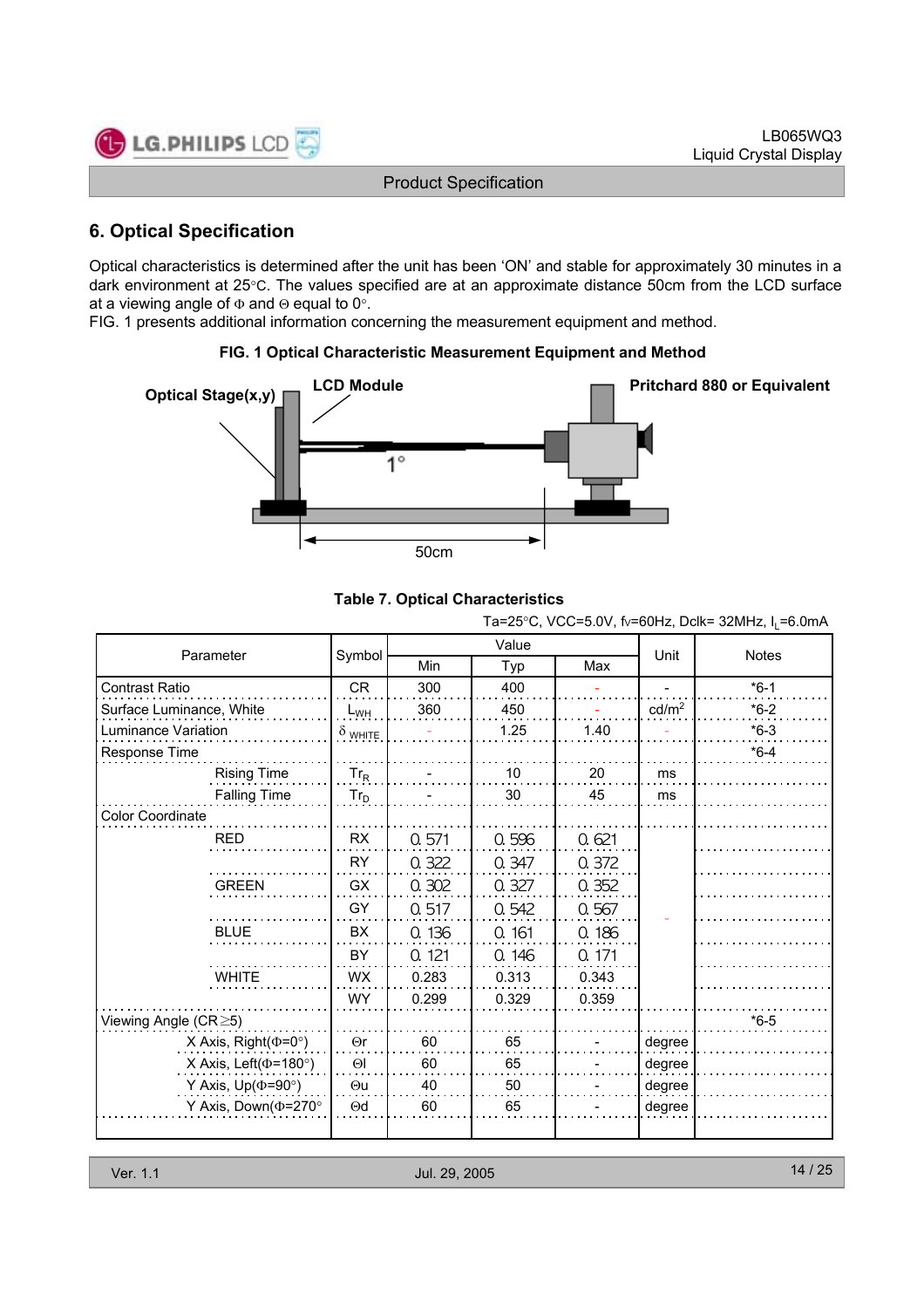## 6. Optical Specification

Optical characteristics is determined after the unit has been 'ON' and stable for approximately 30 minutes in a dark environment at 25°C. The values specified are at an approximate distance 50cm from the LCD surface at a viewing angle of Φ and Θ equal to 0°.
FIG. 1 presents additional information concerning the measurement equipment and method.

**FIG. 1 Optical Characteristic Measurement Equipment and Method**

Optical Stage(x,y) — LCD Module — 1° — Pritchard 880 or Equivalent — 50cm

**Table 7. Optical Characteristics**

Ta=25°C, VCC=5.0V, fv=60Hz, Dclk= 32MHz, $I_L$=6.0mA

| Parameter | | Symbol | Value | | | Unit | Notes |
|---|---|---|---|---|---|---|---|
| | | | Min | Typ | Max | | |
| Contrast Ratio | | CR | 300 | 400 | - | - | *6-1 |
| Surface Luminance, White | | $L_{WH}$ | 360 | 450 | - | cd/m² | *6-2 |
| Luminance Variation | | $\delta_{WHITE}$ | - | 1.25 | 1.40 | - | *6-3 |
| Response Time | | | | | | | *6-4 |
| | Rising Time | $Tr_R$ | - | 10 | 20 | ms | |
| | Falling Time | $Tr_D$ | - | 30 | 45 | ms | |
| Color Coordinate | | | | | | | |
| | RED | RX | 0.571 | 0.596 | 0.621 | - | |
| | | RY | 0.322 | 0.347 | 0.372 | | |
| | GREEN | GX | 0.302 | 0.327 | 0.352 | | |
| | | GY | 0.517 | 0.542 | 0.567 | | |
| | BLUE | BX | 0.136 | 0.161 | 0.186 | | |
| | | BY | 0.121 | 0.146 | 0.171 | | |
| | WHITE | WX | 0.283 | 0.313 | 0.343 | | |
| | | WY | 0.299 | 0.329 | 0.359 | | |
| Viewing Angle (CR≥5) | | | | | | | *6-5 |
| | X Axis, Right(Φ=0°) | Θr | 60 | 65 | - | degree | |
| | X Axis, Left(Φ=180°) | Θl | 60 | 65 | - | degree | |
| | Y Axis, Up(Φ=90°) | Θu | 40 | 50 | - | degree | |
| | Y Axis, Down(Φ=270°) | Θd | 60 | 65 | - | degree | |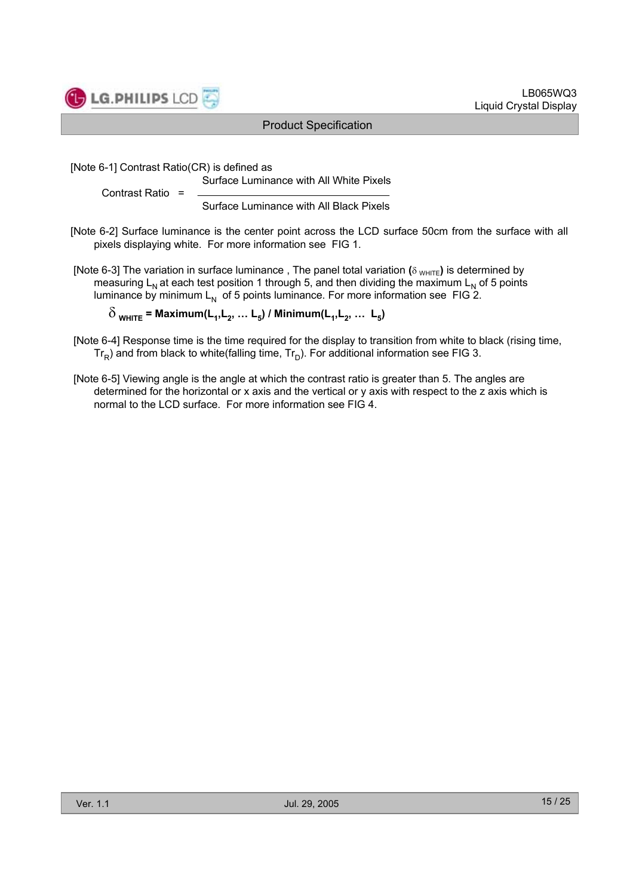[Note 6-1] Contrast Ratio(CR) is defined as

$$\text{Contrast Ratio} = \frac{\text{Surface Luminance with All White Pixels}}{\text{Surface Luminance with All Black Pixels}}$$

[Note 6-2] Surface luminance is the center point across the LCD surface 50cm from the surface with all pixels displaying white. For more information see FIG 1.

[Note 6-3] The variation in surface luminance , The panel total variation ($\delta_{WHITE}$) is determined by measuring $L_N$ at each test position 1 through 5, and then dividing the maximum $L_N$ of 5 points luminance by minimum $L_N$ of 5 points luminance. For more information see FIG 2.

$$\delta_{WHITE} = \text{Maximum}(L_1, L_2, \ldots L_5) \,/\, \text{Minimum}(L_1, L_2, \ldots L_5)$$

[Note 6-4] Response time is the time required for the display to transition from white to black (rising time, $Tr_R$) and from black to white(falling time, $Tr_D$). For additional information see FIG 3.

[Note 6-5] Viewing angle is the angle at which the contrast ratio is greater than 5. The angles are determined for the horizontal or x axis and the vertical or y axis with respect to the z axis which is normal to the LCD surface. For more information see FIG 4.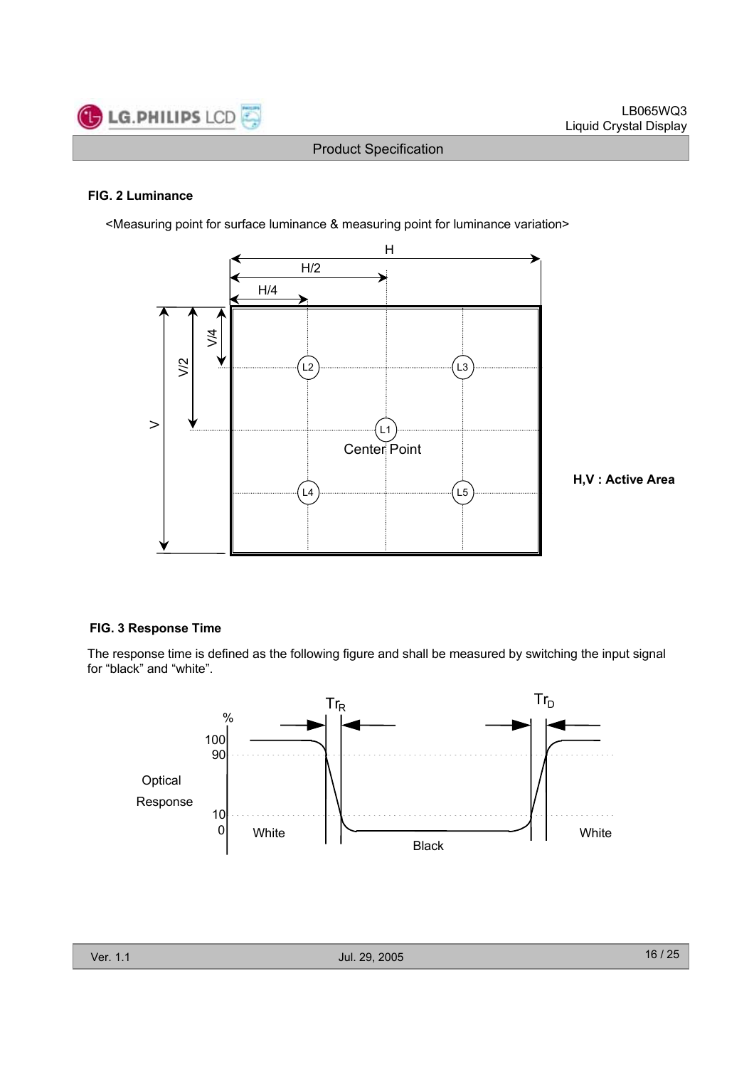#### FIG. 2 Luminance

<Measuring point for surface luminance & measuring point for luminance variation>

H,V : Active Area

#### FIG. 3 Response Time

The response time is defined as the following figure and shall be measured by switching the input signal for “black” and “white”.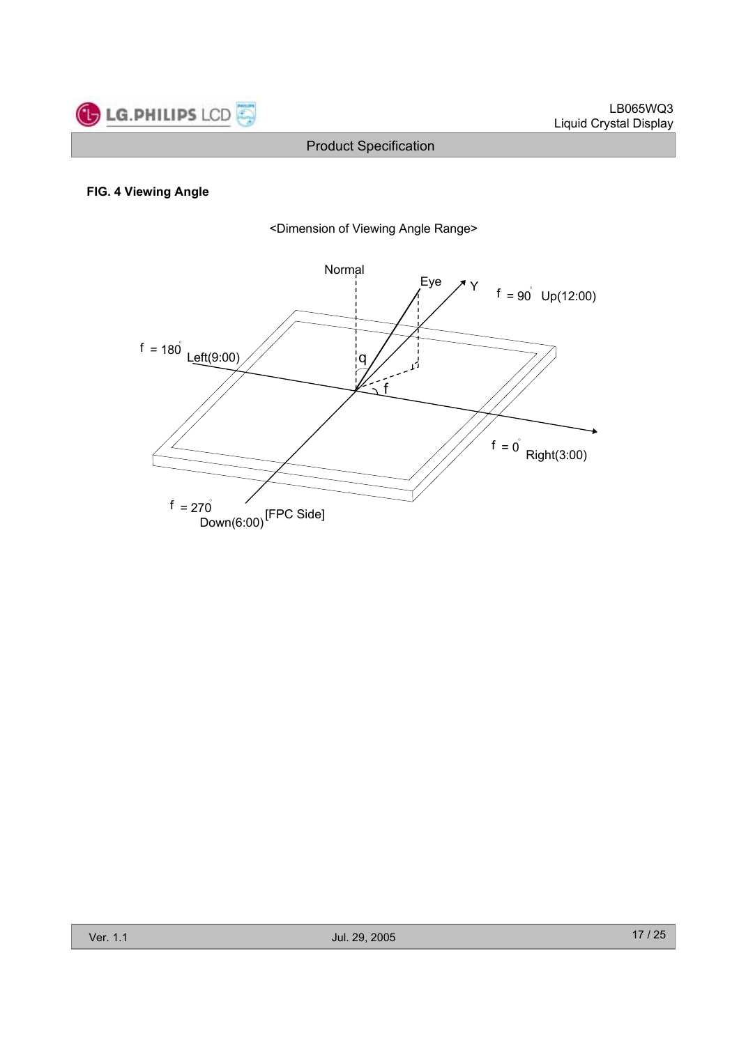**FIG. 4 Viewing Angle**

<Dimension of Viewing Angle Range>

Normal

Eye

Y

f = 90° Up(12:00)

f = 180° Left(9:00)

q

f

f = 0° Right(3:00)

f = 270° Down(6:00) [FPC Side]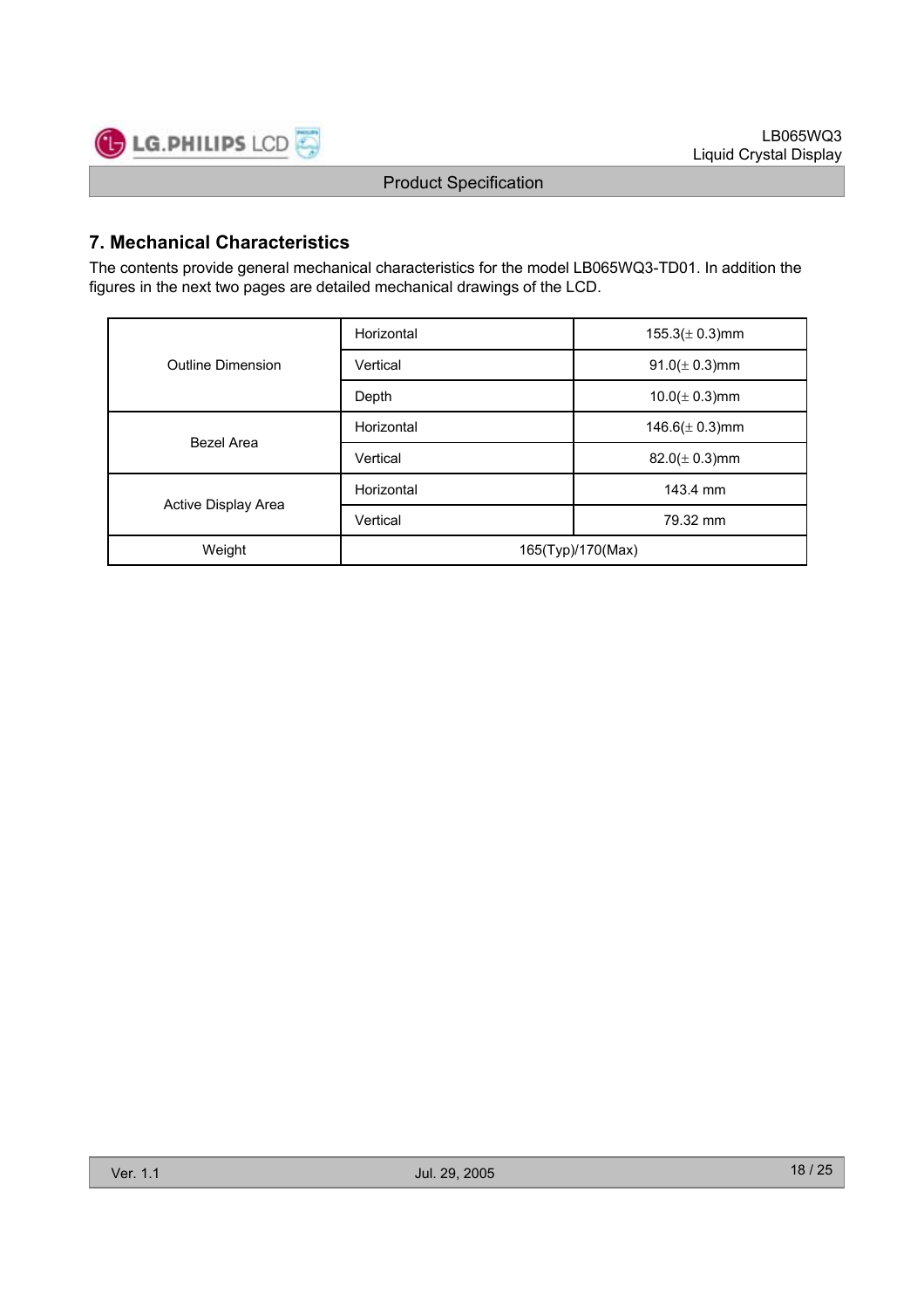## 7. Mechanical Characteristics

The contents provide general mechanical characteristics for the model LB065WQ3-TD01. In addition the figures in the next two pages are detailed mechanical drawings of the LCD.

| | | |
|---|---|---|
| Outline Dimension | Horizontal | 155.3(± 0.3)mm |
| | Vertical | 91.0(± 0.3)mm |
| | Depth | 10.0(± 0.3)mm |
| Bezel Area | Horizontal | 146.6(± 0.3)mm |
| | Vertical | 82.0(± 0.3)mm |
| Active Display Area | Horizontal | 143.4 mm |
| | Vertical | 79.32 mm |
| Weight | 165(Typ)/170(Max) | |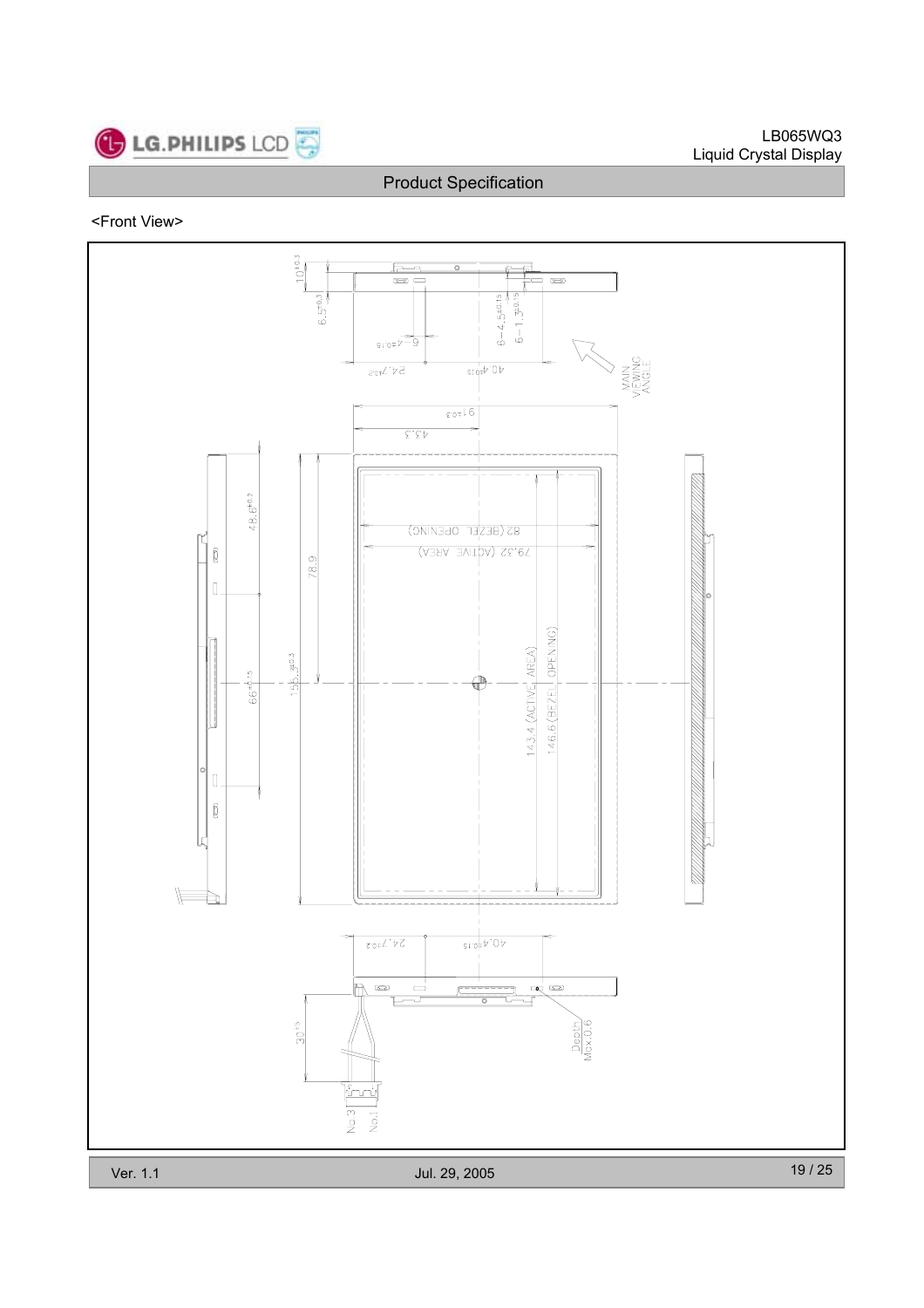<Front View>

10±0.3

6.5±0.3

6-4±0.15

6-4.5±0.15

6-1.5±0.15

24.7±0.2

40.4±0.15

MAIN VIEWING ANGLE

91±0.3

43.5

82(BEZEL OPENING)

79.32 (ACTIVE AREA)

48.6±0.2

78.9

66±0.15

155.2±0.3

143.4 (ACTIVE AREA)

146.6(BEZEL OPENING)

24.7±0.2

40.4±0.15

30±5

Depth Max.0.6

No.3

No.1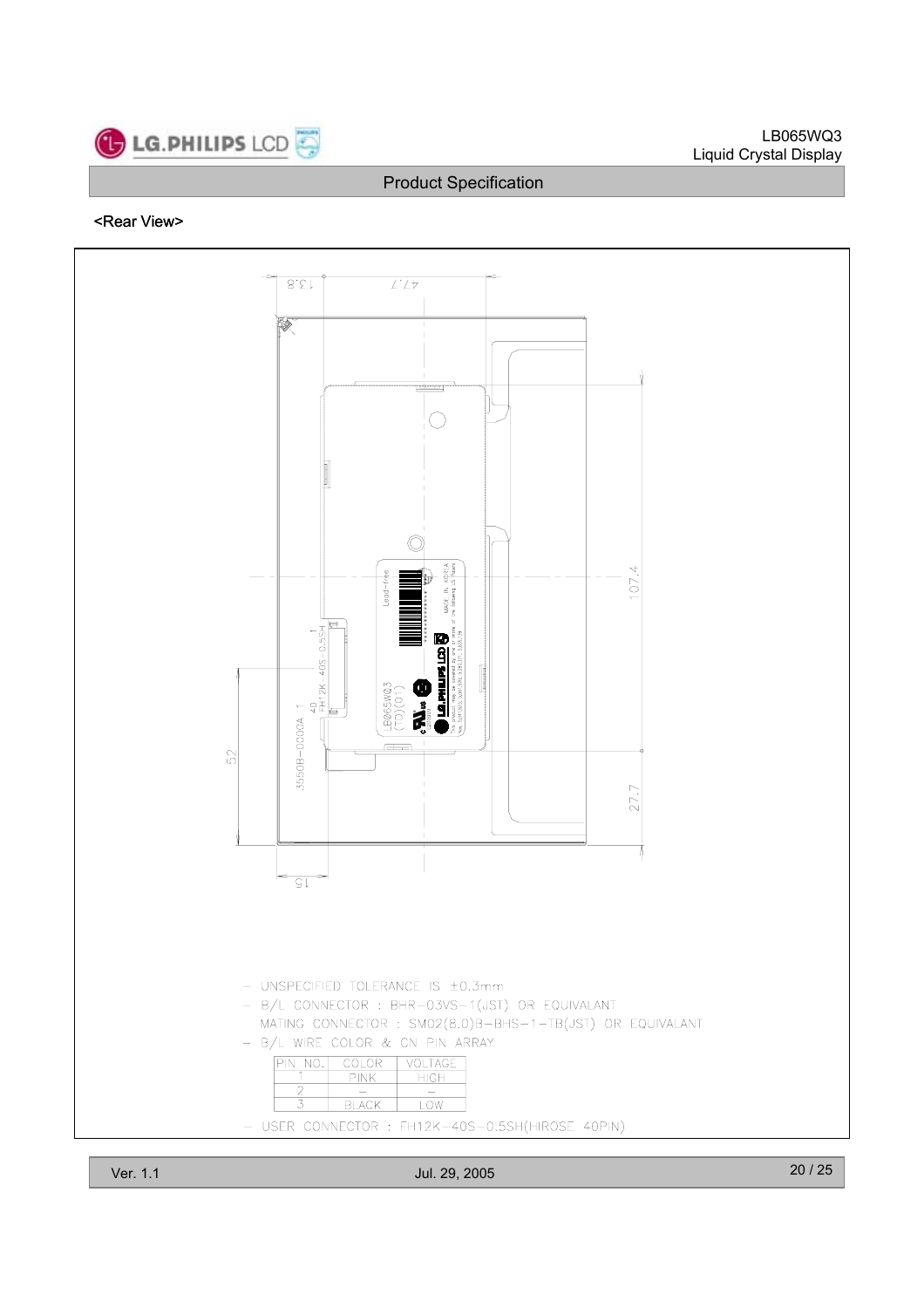<Rear View>

- UNSPECIFIED TOLERANCE IS ±0.3mm
- B/L CONNECTOR : BHR-03VS-1(JST) OR EQUIVALANT
  MATING CONNECTOR : SM02(8.0)B-BHS-1-TB(JST) OR EQUIVALANT
- B/L WIRE COLOR & CN PIN ARRAY

| PIN NO. | COLOR | VOLTAGE |
|---|---|---|
| 1 | PINK | HIGH |
| 2 | – | – |
| 3 | BLACK | LOW |

- USER CONNECTOR : FH12K-40S-0.5SH(HIROSE 40PIN)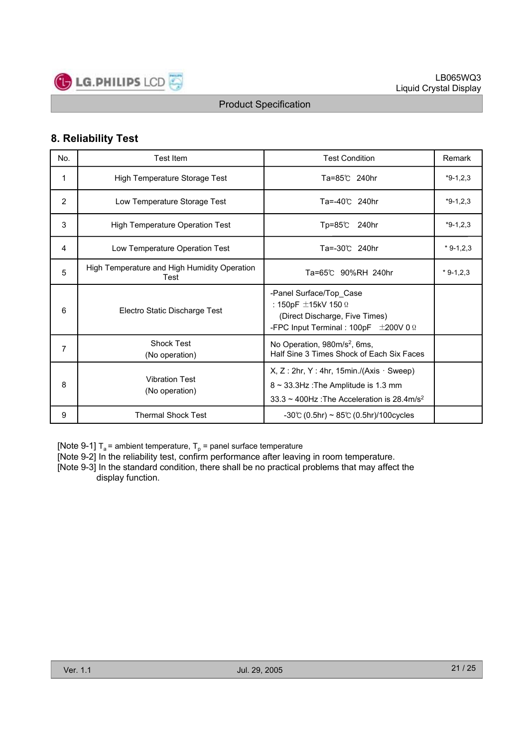## 8. Reliability Test

| No. | Test Item | Test Condition | Remark |
|---|---|---|---|
| 1 | High Temperature Storage Test | Ta=85℃ 240hr | *9-1,2,3 |
| 2 | Low Temperature Storage Test | Ta=-40℃ 240hr | *9-1,2,3 |
| 3 | High Temperature Operation Test | Tp=85℃ 240hr | *9-1,2,3 |
| 4 | Low Temperature Operation Test | Ta=-30℃ 240hr | * 9-1,2,3 |
| 5 | High Temperature and High Humidity Operation Test | Ta=65℃ 90%RH 240hr | * 9-1,2,3 |
| 6 | Electro Static Discharge Test | -Panel Surface/Top_Case<br>: 150pF ±15kV 150 Ω<br>(Direct Discharge, Five Times)<br>-FPC Input Terminal : 100pF ±200V 0 Ω | |
| 7 | Shock Test<br>(No operation) | No Operation, 980m/s$^2$, 6ms,<br>Half Sine 3 Times Shock of Each Six Faces | |
| 8 | Vibration Test<br>(No operation) | X, Z : 2hr, Y : 4hr, 15min./(Axis · Sweep)<br>8 ~ 33.3Hz :The Amplitude is 1.3 mm<br>33.3 ~ 400Hz :The Acceleration is 28.4m/s$^2$ | |
| 9 | Thermal Shock Test | -30℃ (0.5hr) ~ 85℃ (0.5hr)/100cycles | |

[Note 9-1] $T_a$ = ambient temperature, $T_p$ = panel surface temperature
[Note 9-2] In the reliability test, confirm performance after leaving in room temperature.
[Note 9-3] In the standard condition, there shall be no practical problems that may affect the display function.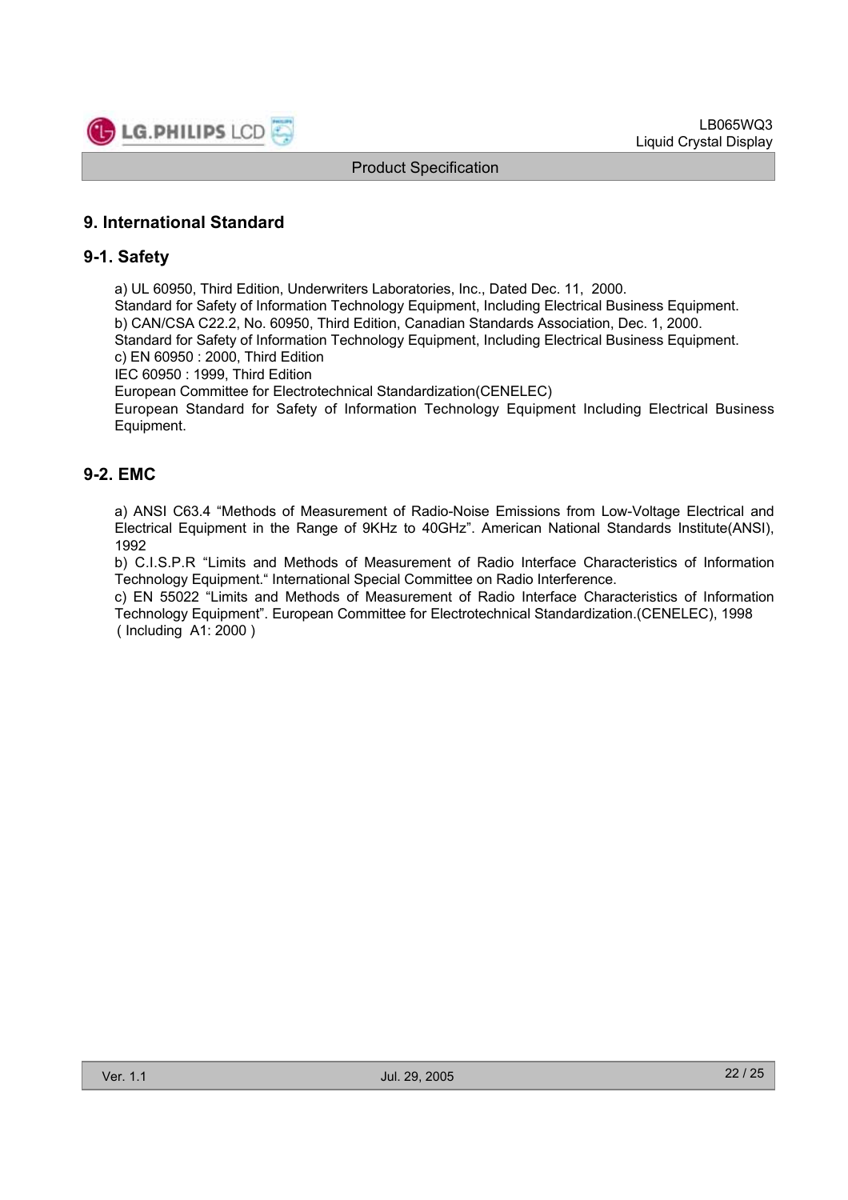# 9. International Standard

## 9-1. Safety

a) UL 60950, Third Edition, Underwriters Laboratories, Inc., Dated Dec. 11, 2000.
Standard for Safety of Information Technology Equipment, Including Electrical Business Equipment.
b) CAN/CSA C22.2, No. 60950, Third Edition, Canadian Standards Association, Dec. 1, 2000.
Standard for Safety of Information Technology Equipment, Including Electrical Business Equipment.
c) EN 60950 : 2000, Third Edition
IEC 60950 : 1999, Third Edition
European Committee for Electrotechnical Standardization(CENELEC)
European Standard for Safety of Information Technology Equipment Including Electrical Business Equipment.

## 9-2. EMC

a) ANSI C63.4 "Methods of Measurement of Radio-Noise Emissions from Low-Voltage Electrical and Electrical Equipment in the Range of 9KHz to 40GHz". American National Standards Institute(ANSI), 1992
b) C.I.S.P.R "Limits and Methods of Measurement of Radio Interface Characteristics of Information Technology Equipment." International Special Committee on Radio Interference.
c) EN 55022 "Limits and Methods of Measurement of Radio Interface Characteristics of Information Technology Equipment". European Committee for Electrotechnical Standardization.(CENELEC), 1998 ( Including A1: 2000 )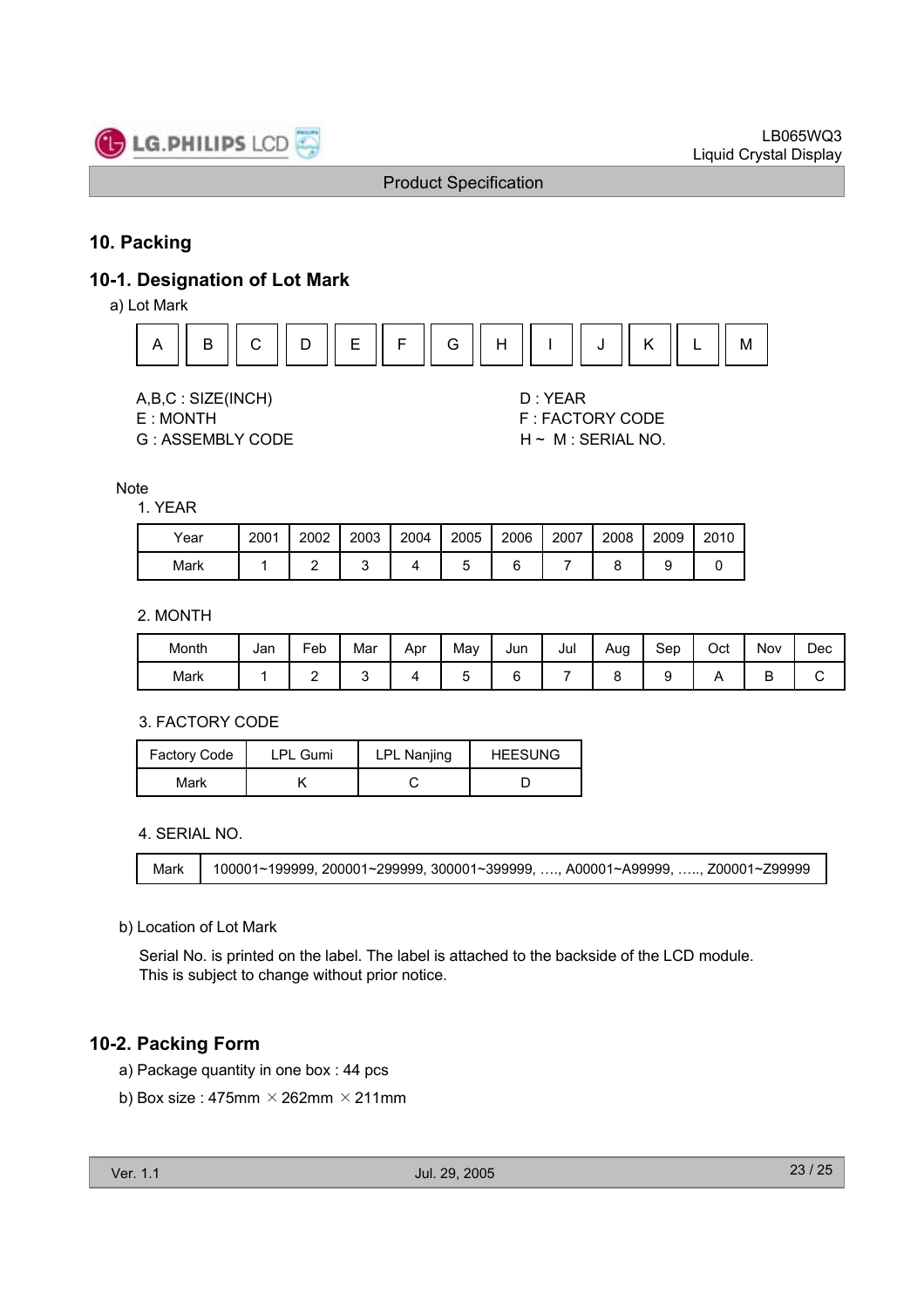## 10. Packing

### 10-1. Designation of Lot Mark

a) Lot Mark

| A | B | C | D | E | F | G | H | I | J | K | L | M |
|---|---|---|---|---|---|---|---|---|---|---|---|---|

A,B,C : SIZE(INCH)
E : MONTH
G : ASSEMBLY CODE

D : YEAR
F : FACTORY CODE
H ~ M : SERIAL NO.

Note

1. YEAR

| Year | 2001 | 2002 | 2003 | 2004 | 2005 | 2006 | 2007 | 2008 | 2009 | 2010 |
|---|---|---|---|---|---|---|---|---|---|---|
| Mark | 1 | 2 | 3 | 4 | 5 | 6 | 7 | 8 | 9 | 0 |

2. MONTH

| Month | Jan | Feb | Mar | Apr | May | Jun | Jul | Aug | Sep | Oct | Nov | Dec |
|---|---|---|---|---|---|---|---|---|---|---|---|---|
| Mark | 1 | 2 | 3 | 4 | 5 | 6 | 7 | 8 | 9 | A | B | C |

3. FACTORY CODE

| Factory Code | LPL Gumi | LPL Nanjing | HEESUNG |
|---|---|---|---|
| Mark | K | C | D |

4. SERIAL NO.

| Mark | 100001~199999, 200001~299999, 300001~399999, …., A00001~A99999, ….., Z00001~Z99999 |
|---|---|

b) Location of Lot Mark

Serial No. is printed on the label. The label is attached to the backside of the LCD module.
This is subject to change without prior notice.

### 10-2. Packing Form

a) Package quantity in one box : 44 pcs

b) Box size : 475mm × 262mm × 211mm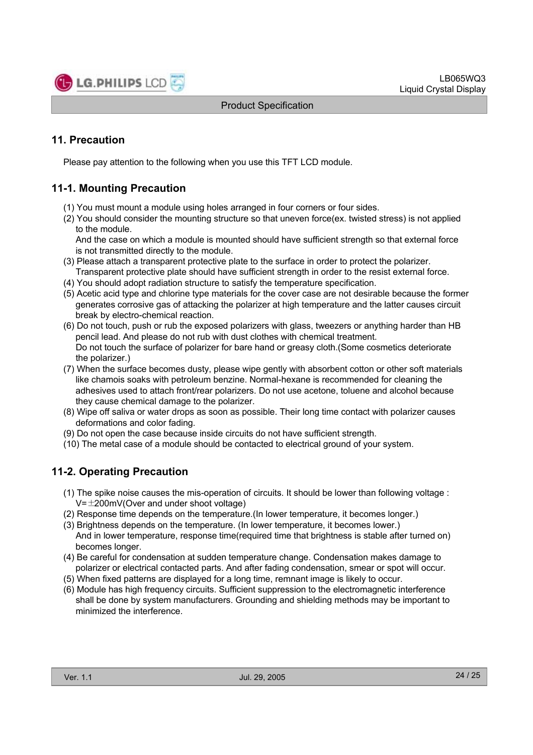## 11. Precaution

Please pay attention to the following when you use this TFT LCD module.

### 11-1. Mounting Precaution

(1) You must mount a module using holes arranged in four corners or four sides.
(2) You should consider the mounting structure so that uneven force(ex. twisted stress) is not applied to the module.
And the case on which a module is mounted should have sufficient strength so that external force is not transmitted directly to the module.
(3) Please attach a transparent protective plate to the surface in order to protect the polarizer.
Transparent protective plate should have sufficient strength in order to the resist external force.
(4) You should adopt radiation structure to satisfy the temperature specification.
(5) Acetic acid type and chlorine type materials for the cover case are not desirable because the former generates corrosive gas of attacking the polarizer at high temperature and the latter causes circuit break by electro-chemical reaction.
(6) Do not touch, push or rub the exposed polarizers with glass, tweezers or anything harder than HB pencil lead. And please do not rub with dust clothes with chemical treatment.
Do not touch the surface of polarizer for bare hand or greasy cloth.(Some cosmetics deteriorate the polarizer.)
(7) When the surface becomes dusty, please wipe gently with absorbent cotton or other soft materials like chamois soaks with petroleum benzine. Normal-hexane is recommended for cleaning the adhesives used to attach front/rear polarizers. Do not use acetone, toluene and alcohol because they cause chemical damage to the polarizer.
(8) Wipe off saliva or water drops as soon as possible. Their long time contact with polarizer causes deformations and color fading.
(9) Do not open the case because inside circuits do not have sufficient strength.
(10) The metal case of a module should be contacted to electrical ground of your system.

### 11-2. Operating Precaution

(1) The spike noise causes the mis-operation of circuits. It should be lower than following voltage : V=±200mV(Over and under shoot voltage)
(2) Response time depends on the temperature.(In lower temperature, it becomes longer.)
(3) Brightness depends on the temperature. (In lower temperature, it becomes lower.)
And in lower temperature, response time(required time that brightness is stable after turned on) becomes longer.
(4) Be careful for condensation at sudden temperature change. Condensation makes damage to polarizer or electrical contacted parts. And after fading condensation, smear or spot will occur.
(5) When fixed patterns are displayed for a long time, remnant image is likely to occur.
(6) Module has high frequency circuits. Sufficient suppression to the electromagnetic interference shall be done by system manufacturers. Grounding and shielding methods may be important to minimized the interference.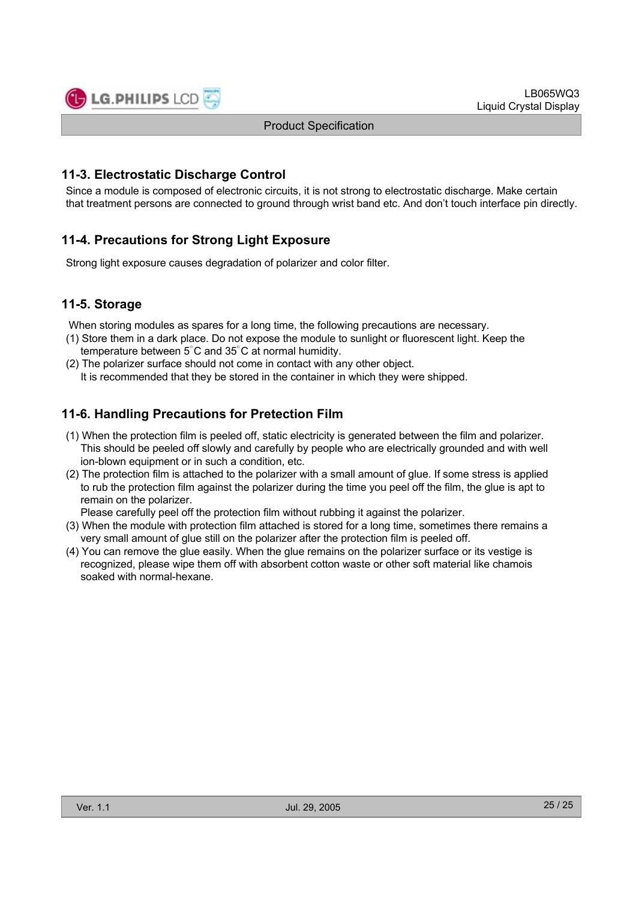## 11-3. Electrostatic Discharge Control

Since a module is composed of electronic circuits, it is not strong to electrostatic discharge. Make certain that treatment persons are connected to ground through wrist band etc. And don't touch interface pin directly.

## 11-4. Precautions for Strong Light Exposure

Strong light exposure causes degradation of polarizer and color filter.

## 11-5. Storage

When storing modules as spares for a long time, the following precautions are necessary.

(1) Store them in a dark place. Do not expose the module to sunlight or fluorescent light. Keep the temperature between 5°C and 35°C at normal humidity.

(2) The polarizer surface should not come in contact with any other object.
It is recommended that they be stored in the container in which they were shipped.

## 11-6. Handling Precautions for Pretection Film

(1) When the protection film is peeled off, static electricity is generated between the film and polarizer. This should be peeled off slowly and carefully by people who are electrically grounded and with well ion-blown equipment or in such a condition, etc.

(2) The protection film is attached to the polarizer with a small amount of glue. If some stress is applied to rub the protection film against the polarizer during the time you peel off the film, the glue is apt to remain on the polarizer.
Please carefully peel off the protection film without rubbing it against the polarizer.

(3) When the module with protection film attached is stored for a long time, sometimes there remains a very small amount of glue still on the polarizer after the protection film is peeled off.

(4) You can remove the glue easily. When the glue remains on the polarizer surface or its vestige is recognized, please wipe them off with absorbent cotton waste or other soft material like chamois soaked with normal-hexane.